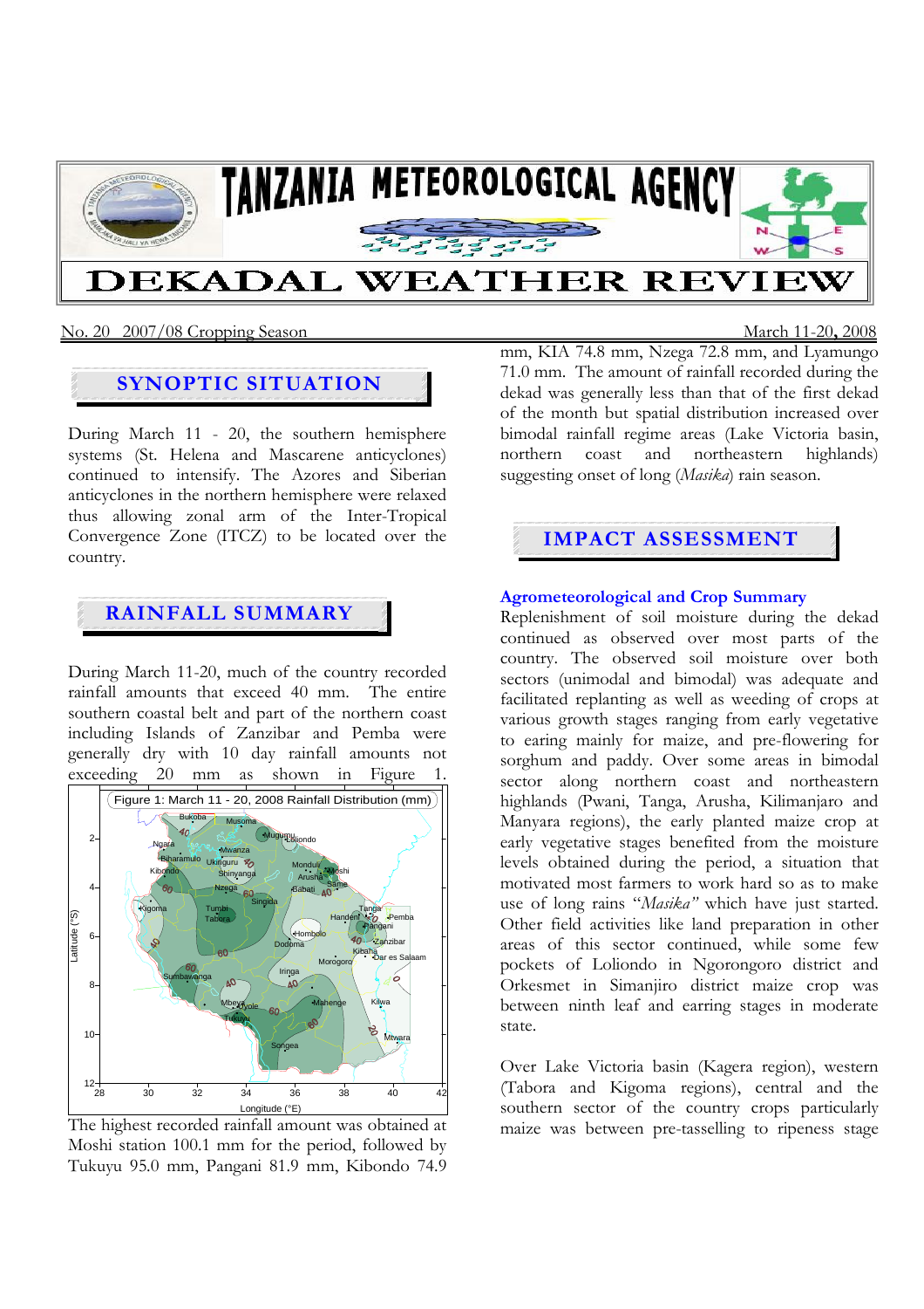# TANZANIA METEOROLOGICAL AGENCY

# DEKADAL WEATHER REVIEW

No. 20 2007/08 Cropping Season — March 11-20, 2008

## SYNOPTIC SITUATION

During March 11 - 20, the southern hemisphere systems (St. Helena and Mascarene anticyclones) continued to intensify. The Azores and Siberian anticyclones in the northern hemisphere were relaxed thus allowing zonal arm of the Inter-Tropical Convergence Zone (ITCZ) to be located over the country.

## RAINFALL SUMMARY

During March 11-20, much of the country recorded rainfall amounts that exceed 40 mm. The entire southern coastal belt and part of the northern coast including Islands of Zanzibar and Pemba were generally dry with 10 day rainfall amounts not exceeding 20 mm as shown in Figure 1.

Figure 1: March 11 - 20, 2008 Rainfall Distribution (mm)

The highest recorded rainfall amount was obtained at Moshi station 100.1 mm for the period, followed by Tukuyu 95.0 mm, Pangani 81.9 mm, Kibondo 74.9 mm, KIA 74.8 mm, Nzega 72.8 mm, and Lyamungo 71.0 mm. The amount of rainfall recorded during the dekad was generally less than that of the first dekad of the month but spatial distribution increased over bimodal rainfall regime areas (Lake Victoria basin, northern coast and northeastern highlands) suggesting onset of long (*Masika*) rain season.

## IMPACT ASSESSMENT

### Agrometeorological and Crop Summary

Replenishment of soil moisture during the dekad continued as observed over most parts of the country. The observed soil moisture over both sectors (unimodal and bimodal) was adequate and facilitated replanting as well as weeding of crops at various growth stages ranging from early vegetative to earing mainly for maize, and pre-flowering for sorghum and paddy. Over some areas in bimodal sector along northern coast and northeastern highlands (Pwani, Tanga, Arusha, Kilimanjaro and Manyara regions), the early planted maize crop at early vegetative stages benefited from the moisture levels obtained during the period, a situation that motivated most farmers to work hard so as to make use of long rains "*Masika*" which have just started. Other field activities like land preparation in other areas of this sector continued, while some few pockets of Loliondo in Ngorongoro district and Orkesmet in Simanjiro district maize crop was between ninth leaf and earing stages in moderate state.

Over Lake Victoria basin (Kagera region), western (Tabora and Kigoma regions), central and the southern sector of the country crops particularly maize was between pre-tasselling to ripeness stage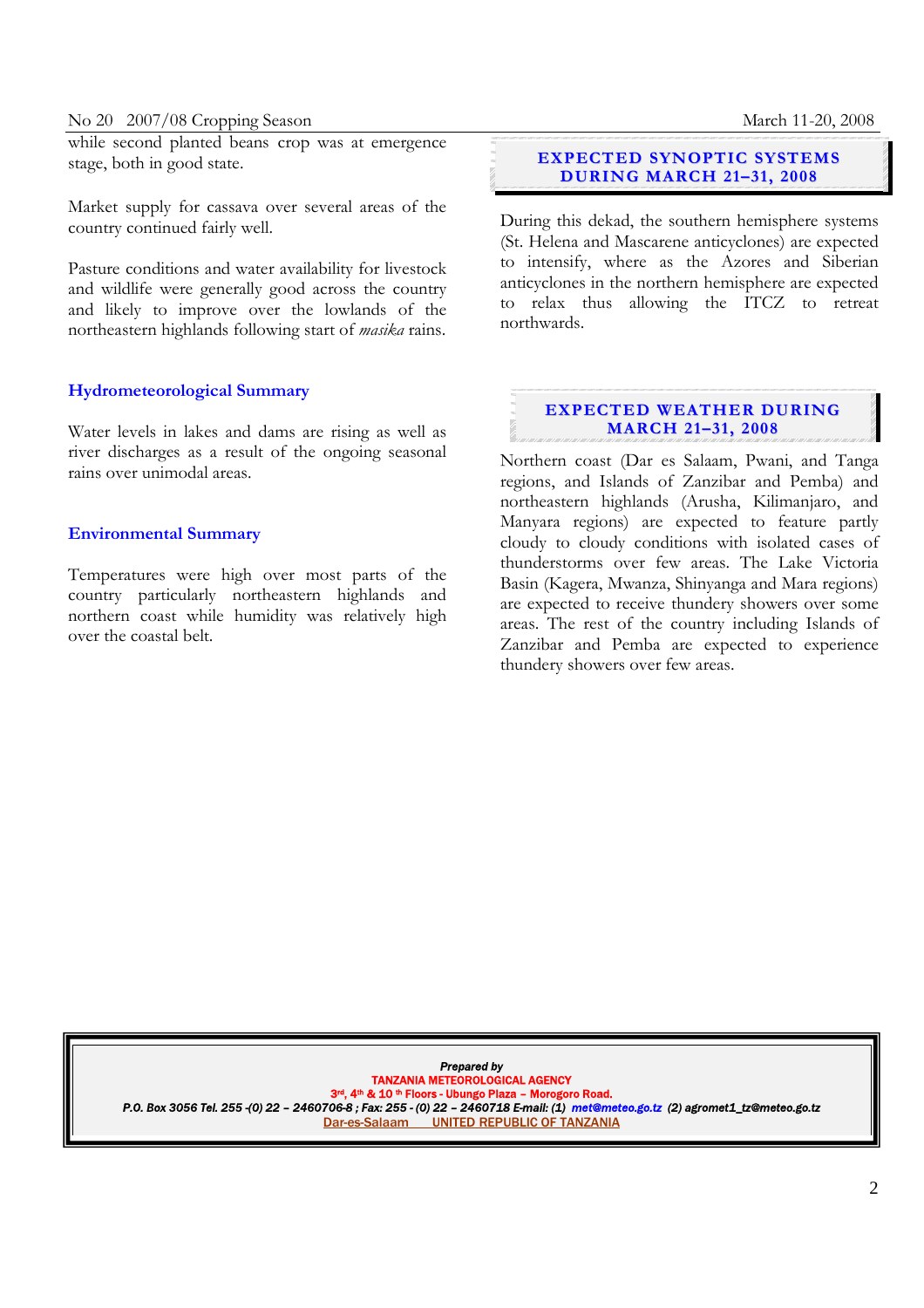while second planted beans crop was at emergence stage, both in good state.

Market supply for cassava over several areas of the country continued fairly well.

Pasture conditions and water availability for livestock and wildlife were generally good across the country and likely to improve over the lowlands of the northeastern highlands following start of *masika* rains.

## Hydrometeorological Summary

Water levels in lakes and dams are rising as well as river discharges as a result of the ongoing seasonal rains over unimodal areas.

## Environmental Summary

Temperatures were high over most parts of the country particularly northeastern highlands and northern coast while humidity was relatively high over the coastal belt.

## EXPECTED SYNOPTIC SYSTEMS DURING MARCH 21–31, 2008

During this dekad, the southern hemisphere systems (St. Helena and Mascarene anticyclones) are expected to intensify, where as the Azores and Siberian anticyclones in the northern hemisphere are expected to relax thus allowing the ITCZ to retreat northwards.

## EXPECTED WEATHER DURING MARCH 21–31, 2008

Northern coast (Dar es Salaam, Pwani, and Tanga regions, and Islands of Zanzibar and Pemba) and northeastern highlands (Arusha, Kilimanjaro, and Manyara regions) are expected to feature partly cloudy to cloudy conditions with isolated cases of thunderstorms over few areas. The Lake Victoria Basin (Kagera, Mwanza, Shinyanga and Mara regions) are expected to receive thundery showers over some areas. The rest of the country including Islands of Zanzibar and Pemba are expected to experience thundery showers over few areas.

*Prepared by*
**TANZANIA METEOROLOGICAL AGENCY**
3rd, 4th & 10th Floors - Ubungo Plaza – Morogoro Road.
P.O. Box 3056 Tel. 255 -(0) 22 – 2460706-8 ; Fax: 255 - (0) 22 – 2460718 E-mail: (1) met@meteo.go.tz (2) agromet1_tz@meteo.go.tz
Dar-es-Salaam UNITED REPUBLIC OF TANZANIA